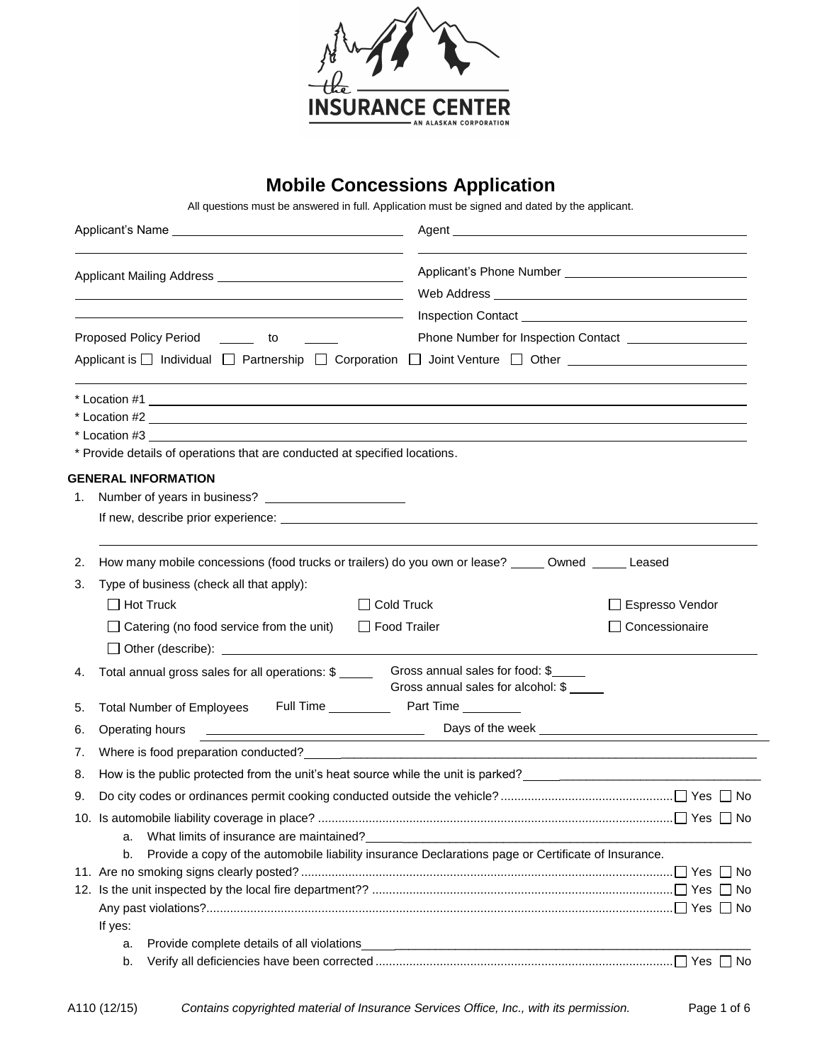# Mobile Concessions Application

All questions must be answered in full. Application must be signed and dated by the applicant.

Applicant's Name ______________________________ Agent ______________________________

Applicant Mailing Address ______________________________

Applicant's Phone Number ______________________________

Web Address ______________________________

Inspection Contact ______________________________

Proposed Policy Period _____ to _____

Phone Number for Inspection Contact ______________________________

Applicant is ☐ Individual ☐ Partnership ☐ Corporation ☐ Joint Venture ☐ Other ______________________________

\* Location #1 ______________________________

\* Location #2 ______________________________

\* Location #3 ______________________________

\* Provide details of operations that are conducted at specified locations.

**GENERAL INFORMATION**

1. Number of years in business? ____________________

   If new, describe prior experience: ______________________________

2. How many mobile concessions (food trucks or trailers) do you own or lease? _____ Owned _____ Leased

3. Type of business (check all that apply):

   ☐ Hot Truck ☐ Cold Truck ☐ Espresso Vendor

   ☐ Catering (no food service from the unit) ☐ Food Trailer ☐ Concessionaire

   ☐ Other (describe): ______________________________

4. Total annual gross sales for all operations: $ _____ Gross annual sales for food: $_____
   Gross annual sales for alcohol: $ _____

5. Total Number of Employees Full Time _________ Part Time ________

6. Operating hours ______________________________ Days of the week ______________________________

7. Where is food preparation conducted? ______________________________

8. How is the public protected from the unit's heat source while the unit is parked? ______________________________

9. Do city codes or ordinances permit cooking conducted outside the vehicle? ☐ Yes ☐ No

10. Is automobile liability coverage in place? ☐ Yes ☐ No
    a. What limits of insurance are maintained? ______________________________
    b. Provide a copy of the automobile liability insurance Declarations page or Certificate of Insurance.

11. Are no smoking signs clearly posted? ☐ Yes ☐ No

12. Is the unit inspected by the local fire department?? ☐ Yes ☐ No

    Any past violations? ☐ Yes ☐ No

    If yes:
    a. Provide complete details of all violations ______________________________
    b. Verify all deficiencies have been corrected ☐ Yes ☐ No

A110 (12/15) *Contains copyrighted material of Insurance Services Office, Inc., with its permission.*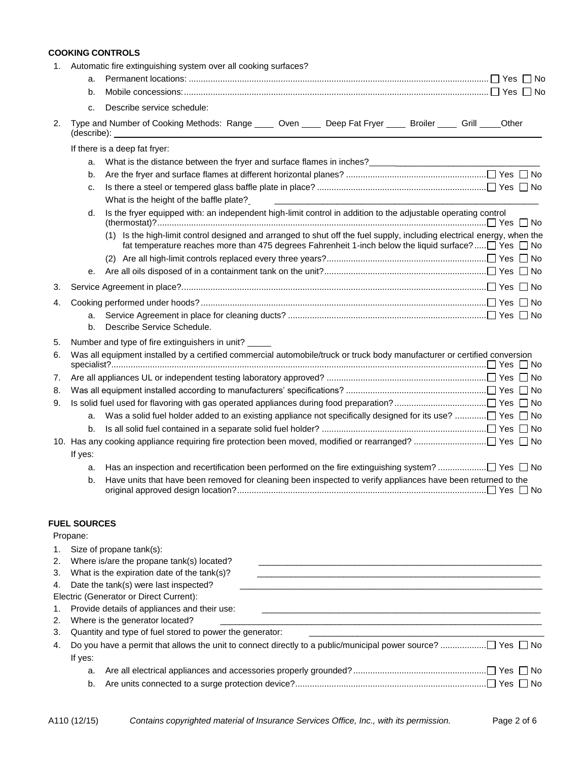**COOKING CONTROLS**

1. Automatic fire extinguishing system over all cooking surfaces?
   a. Permanent locations: ☐ Yes ☐ No
   b. Mobile concessions: ☐ Yes ☐ No
   c. Describe service schedule:
2. Type and Number of Cooking Methods: Range ____ Oven ____ Deep Fat Fryer ____ Broiler ____ Grill ____ Other (describe): ______

   If there is a deep fat fryer:
   a. What is the distance between the fryer and surface flames in inches? ______
   b. Are the fryer and surface flames at different horizontal planes? ☐ Yes ☐ No
   c. Is there a steel or tempered glass baffle plate in place? ☐ Yes ☐ No
      What is the height of the baffle plate? ______
   d. Is the fryer equipped with: an independent high-limit control in addition to the adjustable operating control (thermostat)? ☐ Yes ☐ No
      (1) Is the high-limit control designed and arranged to shut off the fuel supply, including electrical energy, when the fat temperature reaches more than 475 degrees Fahrenheit 1-inch below the liquid surface? ☐ Yes ☐ No
      (2) Are all high-limit controls replaced every three years? ☐ Yes ☐ No
   e. Are all oils disposed of in a containment tank on the unit? ☐ Yes ☐ No
3. Service Agreement in place? ☐ Yes ☐ No
4. Cooking performed under hoods? ☐ Yes ☐ No
   a. Service Agreement in place for cleaning ducts? ☐ Yes ☐ No
   b. Describe Service Schedule.
5. Number and type of fire extinguishers in unit? _____
6. Was all equipment installed by a certified commercial automobile/truck or truck body manufacturer or certified conversion specialist? ☐ Yes ☐ No
7. Are all appliances UL or independent testing laboratory approved? ☐ Yes ☐ No
8. Was all equipment installed according to manufacturers' specifications? ☐ Yes ☐ No
9. Is solid fuel used for flavoring with gas operated appliances during food preparation? ☐ Yes ☐ No
   a. Was a solid fuel holder added to an existing appliance not specifically designed for its use? ☐ Yes ☐ No
   b. Is all solid fuel contained in a separate solid fuel holder? ☐ Yes ☐ No
10. Has any cooking appliance requiring fire protection been moved, modified or rearranged? ☐ Yes ☐ No

    If yes:
    a. Has an inspection and recertification been performed on the fire extinguishing system? ☐ Yes ☐ No
    b. Have units that have been removed for cleaning been inspected to verify appliances have been returned to the original approved design location? ☐ Yes ☐ No

**FUEL SOURCES**

Propane:

1. Size of propane tank(s):
2. Where is/are the propane tank(s) located? ______
3. What is the expiration date of the tank(s)? ______
4. Date the tank(s) were last inspected? ______

Electric (Generator or Direct Current):

1. Provide details of appliances and their use: ______
2. Where is the generator located? ______
3. Quantity and type of fuel stored to power the generator: ______
4. Do you have a permit that allows the unit to connect directly to a public/municipal power source? ☐ Yes ☐ No

   If yes:
   a. Are all electrical appliances and accessories properly grounded? ☐ Yes ☐ No
   b. Are units connected to a surge protection device? ☐ Yes ☐ No

A110 (12/15) *Contains copyrighted material of Insurance Services Office, Inc., with its permission.*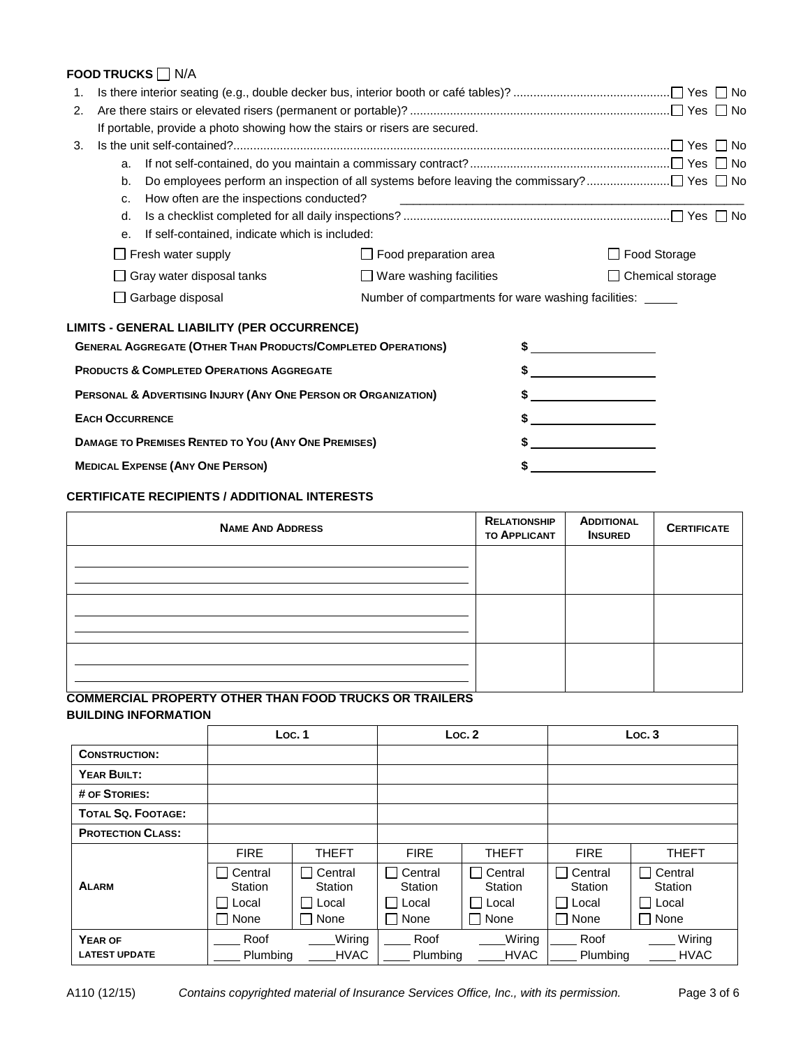## FOOD TRUCKS ☐ N/A

1. Is there interior seating (e.g., double decker bus, interior booth or café tables)? ☐ Yes ☐ No
2. Are there stairs or elevated risers (permanent or portable)? ☐ Yes ☐ No

   If portable, provide a photo showing how the stairs or risers are secured.
3. Is the unit self-contained? ☐ Yes ☐ No
   a. If not self-contained, do you maintain a commissary contract? ☐ Yes ☐ No
   b. Do employees perform an inspection of all systems before leaving the commissary? ☐ Yes ☐ No
   c. How often are the inspections conducted? ______________________________
   d. Is a checklist completed for all daily inspections? ☐ Yes ☐ No
   e. If self-contained, indicate which is included:

| | | |
|---|---|---|
| ☐ Fresh water supply | ☐ Food preparation area | ☐ Food Storage |
| ☐ Gray water disposal tanks | ☐ Ware washing facilities | ☐ Chemical storage |
| ☐ Garbage disposal | Number of compartments for ware washing facilities: _____ | |

## LIMITS - GENERAL LIABILITY (PER OCCURRENCE)

| | |
|---|---|
| **General Aggregate (Other Than Products/Completed Operations)** | $ ____________ |
| **Products & Completed Operations Aggregate** | $ ____________ |
| **Personal & Advertising Injury (Any One Person or Organization)** | $ ____________ |
| **Each Occurrence** | $ ____________ |
| **Damage to Premises Rented to You (Any One Premises)** | $ ____________ |
| **Medical Expense (Any One Person)** | $ ____________ |

## CERTIFICATE RECIPIENTS / ADDITIONAL INTERESTS

| **Name And Address** | **Relationship to Applicant** | **Additional Insured** | **Certificate** |
|---|---|---|---|
| | | | |
| | | | |
| | | | |

## COMMERCIAL PROPERTY OTHER THAN FOOD TRUCKS OR TRAILERS

### BUILDING INFORMATION

| | **Loc. 1** | | **Loc. 2** | | **Loc. 3** | |
|---|---|---|---|---|---|---|
| **Construction:** | | | | | | |
| **Year Built:** | | | | | | |
| **# of Stories:** | | | | | | |
| **Total Sq. Footage:** | | | | | | |
| **Protection Class:** | | | | | | |
| | FIRE | THEFT | FIRE | THEFT | FIRE | THEFT |
| **Alarm** | ☐ Central Station ☐ Local ☐ None | ☐ Central Station ☐ Local ☐ None | ☐ Central Station ☐ Local ☐ None | ☐ Central Station ☐ Local ☐ None | ☐ Central Station ☐ Local ☐ None | ☐ Central Station ☐ Local ☐ None |
| **Year of Latest Update** | ____ Roof ____ Plumbing | ____ Wiring ____ HVAC | ____ Roof ____ Plumbing | ____ Wiring ____ HVAC | ____ Roof ____ Plumbing | ____ Wiring ____ HVAC |

A110 (12/15) *Contains copyrighted material of Insurance Services Office, Inc., with its permission.*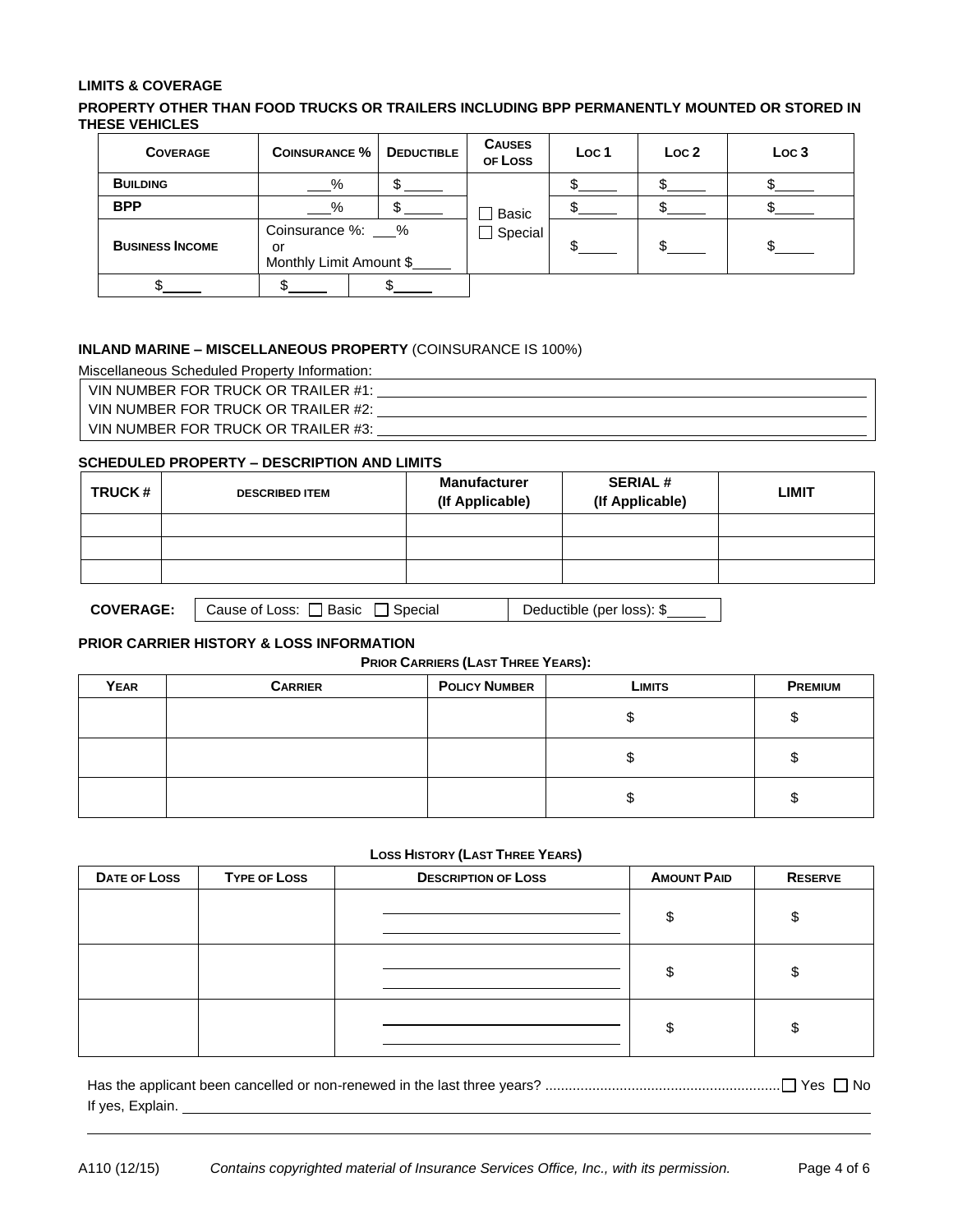**LIMITS & COVERAGE**

**PROPERTY OTHER THAN FOOD TRUCKS OR TRAILERS INCLUDING BPP PERMANENTLY MOUNTED OR STORED IN THESE VEHICLES**

| COVERAGE | COINSURANCE % | DEDUCTIBLE | CAUSES OF LOSS | LOC 1 | LOC 2 | LOC 3 |
|---|---|---|---|---|---|---|
| BUILDING | ___% | $_____ | ☐ Basic ☐ Special | $_____ | $_____ | $_____ |
| BPP | ___% | $_____ | | $_____ | $_____ | $_____ |
| BUSINESS INCOME | Coinsurance %: ___% or Monthly Limit Amount $_____ | | | $_____ | $_____ | $_____ |
| $_____ | $_____ | $_____ | | | | |

**INLAND MARINE – MISCELLANEOUS PROPERTY** (COINSURANCE IS 100%)

Miscellaneous Scheduled Property Information:

VIN NUMBER FOR TRUCK OR TRAILER #1: ____________________

VIN NUMBER FOR TRUCK OR TRAILER #2: ____________________

VIN NUMBER FOR TRUCK OR TRAILER #3: ____________________

**SCHEDULED PROPERTY – DESCRIPTION AND LIMITS**

| TRUCK # | DESCRIBED ITEM | Manufacturer (If Applicable) | SERIAL # (If Applicable) | LIMIT |
|---|---|---|---|---|
| | | | | |
| | | | | |
| | | | | |

**COVERAGE:** Cause of Loss: ☐ Basic ☐ Special | Deductible (per loss): $_____

**PRIOR CARRIER HISTORY & LOSS INFORMATION**

**PRIOR CARRIERS (LAST THREE YEARS):**

| YEAR | CARRIER | POLICY NUMBER | LIMITS | PREMIUM |
|---|---|---|---|---|
| | | | $ | $ |
| | | | $ | $ |
| | | | $ | $ |

**LOSS HISTORY (LAST THREE YEARS)**

| DATE OF LOSS | TYPE OF LOSS | DESCRIPTION OF LOSS | AMOUNT PAID | RESERVE |
|---|---|---|---|---|
| | | | $ | $ |
| | | | $ | $ |
| | | | $ | $ |

Has the applicant been cancelled or non-renewed in the last three years? .......... ☐ Yes ☐ No

If yes, Explain. ____________________

A110 (12/15) *Contains copyrighted material of Insurance Services Office, Inc., with its permission.*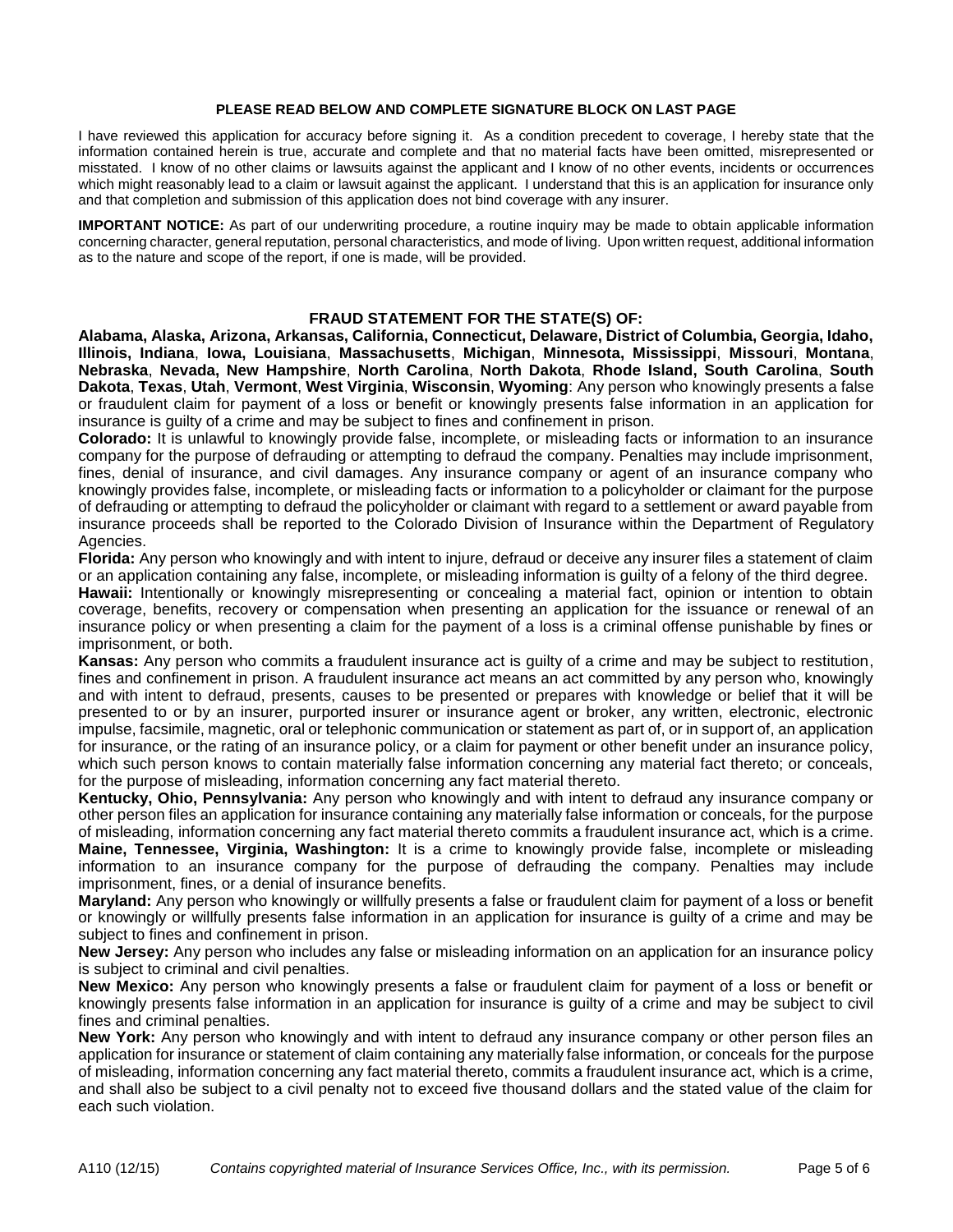**PLEASE READ BELOW AND COMPLETE SIGNATURE BLOCK ON LAST PAGE**

I have reviewed this application for accuracy before signing it. As a condition precedent to coverage, I hereby state that the information contained herein is true, accurate and complete and that no material facts have been omitted, misrepresented or misstated. I know of no other claims or lawsuits against the applicant and I know of no other events, incidents or occurrences which might reasonably lead to a claim or lawsuit against the applicant. I understand that this is an application for insurance only and that completion and submission of this application does not bind coverage with any insurer.

**IMPORTANT NOTICE:** As part of our underwriting procedure, a routine inquiry may be made to obtain applicable information concerning character, general reputation, personal characteristics, and mode of living. Upon written request, additional information as to the nature and scope of the report, if one is made, will be provided.

## FRAUD STATEMENT FOR THE STATE(S) OF:

**Alabama, Alaska, Arizona, Arkansas, California, Connecticut, Delaware, District of Columbia, Georgia, Idaho, Illinois, Indiana**, **Iowa, Louisiana**, **Massachusetts**, **Michigan**, **Minnesota, Mississippi**, **Missouri**, **Montana**, **Nebraska**, **Nevada, New Hampshire**, **North Carolina**, **North Dakota**, **Rhode Island, South Carolina**, **South Dakota**, **Texas**, **Utah**, **Vermont**, **West Virginia**, **Wisconsin**, **Wyoming**: Any person who knowingly presents a false or fraudulent claim for payment of a loss or benefit or knowingly presents false information in an application for insurance is guilty of a crime and may be subject to fines and confinement in prison.

**Colorado:** It is unlawful to knowingly provide false, incomplete, or misleading facts or information to an insurance company for the purpose of defrauding or attempting to defraud the company. Penalties may include imprisonment, fines, denial of insurance, and civil damages. Any insurance company or agent of an insurance company who knowingly provides false, incomplete, or misleading facts or information to a policyholder or claimant for the purpose of defrauding or attempting to defraud the policyholder or claimant with regard to a settlement or award payable from insurance proceeds shall be reported to the Colorado Division of Insurance within the Department of Regulatory Agencies.

**Florida:** Any person who knowingly and with intent to injure, defraud or deceive any insurer files a statement of claim or an application containing any false, incomplete, or misleading information is guilty of a felony of the third degree.

**Hawaii:** Intentionally or knowingly misrepresenting or concealing a material fact, opinion or intention to obtain coverage, benefits, recovery or compensation when presenting an application for the issuance or renewal of an insurance policy or when presenting a claim for the payment of a loss is a criminal offense punishable by fines or imprisonment, or both.

**Kansas:** Any person who commits a fraudulent insurance act is guilty of a crime and may be subject to restitution, fines and confinement in prison. A fraudulent insurance act means an act committed by any person who, knowingly and with intent to defraud, presents, causes to be presented or prepares with knowledge or belief that it will be presented to or by an insurer, purported insurer or insurance agent or broker, any written, electronic, electronic impulse, facsimile, magnetic, oral or telephonic communication or statement as part of, or in support of, an application for insurance, or the rating of an insurance policy, or a claim for payment or other benefit under an insurance policy, which such person knows to contain materially false information concerning any material fact thereto; or conceals, for the purpose of misleading, information concerning any fact material thereto.

**Kentucky, Ohio, Pennsylvania:** Any person who knowingly and with intent to defraud any insurance company or other person files an application for insurance containing any materially false information or conceals, for the purpose of misleading, information concerning any fact material thereto commits a fraudulent insurance act, which is a crime.

**Maine, Tennessee, Virginia, Washington:** It is a crime to knowingly provide false, incomplete or misleading information to an insurance company for the purpose of defrauding the company. Penalties may include imprisonment, fines, or a denial of insurance benefits.

**Maryland:** Any person who knowingly or willfully presents a false or fraudulent claim for payment of a loss or benefit or knowingly or willfully presents false information in an application for insurance is guilty of a crime and may be subject to fines and confinement in prison.

**New Jersey:** Any person who includes any false or misleading information on an application for an insurance policy is subject to criminal and civil penalties.

**New Mexico:** Any person who knowingly presents a false or fraudulent claim for payment of a loss or benefit or knowingly presents false information in an application for insurance is guilty of a crime and may be subject to civil fines and criminal penalties.

**New York:** Any person who knowingly and with intent to defraud any insurance company or other person files an application for insurance or statement of claim containing any materially false information, or conceals for the purpose of misleading, information concerning any fact material thereto, commits a fraudulent insurance act, which is a crime, and shall also be subject to a civil penalty not to exceed five thousand dollars and the stated value of the claim for each such violation.

A110 (12/15) *Contains copyrighted material of Insurance Services Office, Inc., with its permission.*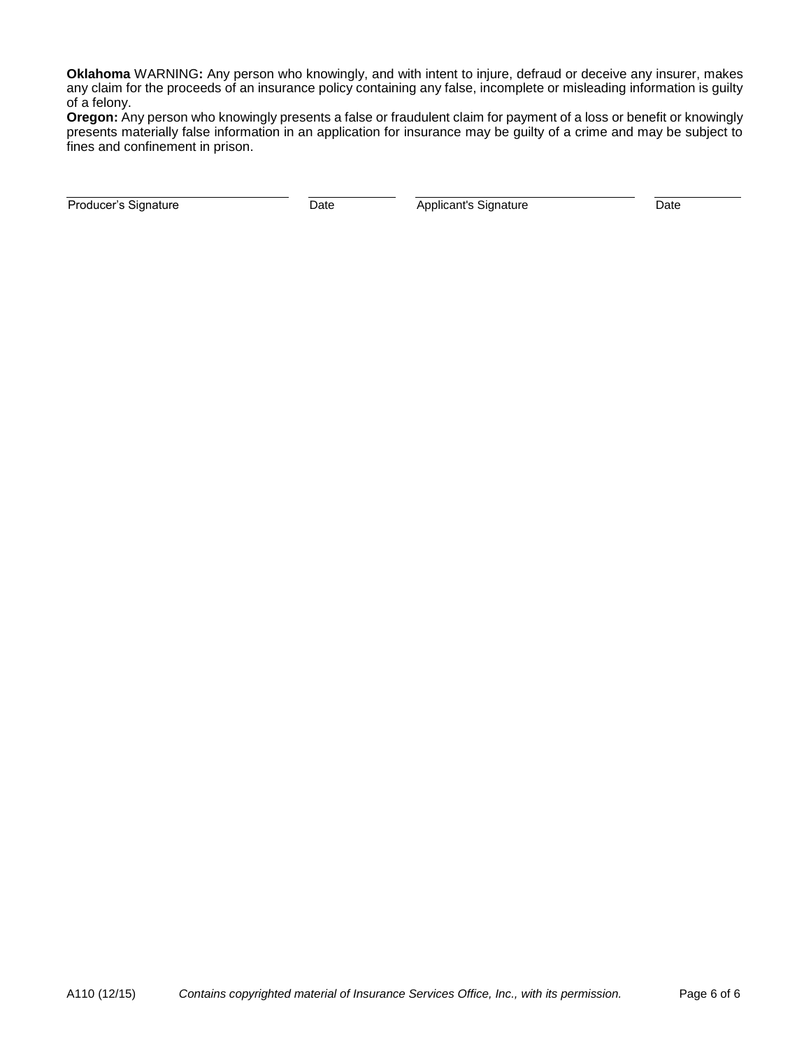**Oklahoma** WARNING**:** Any person who knowingly, and with intent to injure, defraud or deceive any insurer, makes any claim for the proceeds of an insurance policy containing any false, incomplete or misleading information is guilty of a felony.

**Oregon:** Any person who knowingly presents a false or fraudulent claim for payment of a loss or benefit or knowingly presents materially false information in an application for insurance may be guilty of a crime and may be subject to fines and confinement in prison.

| | | | |
|---|---|---|---|
| Producer's Signature | Date | Applicant's Signature | Date |

A110 (12/15) *Contains copyrighted material of Insurance Services Office, Inc., with its permission.*